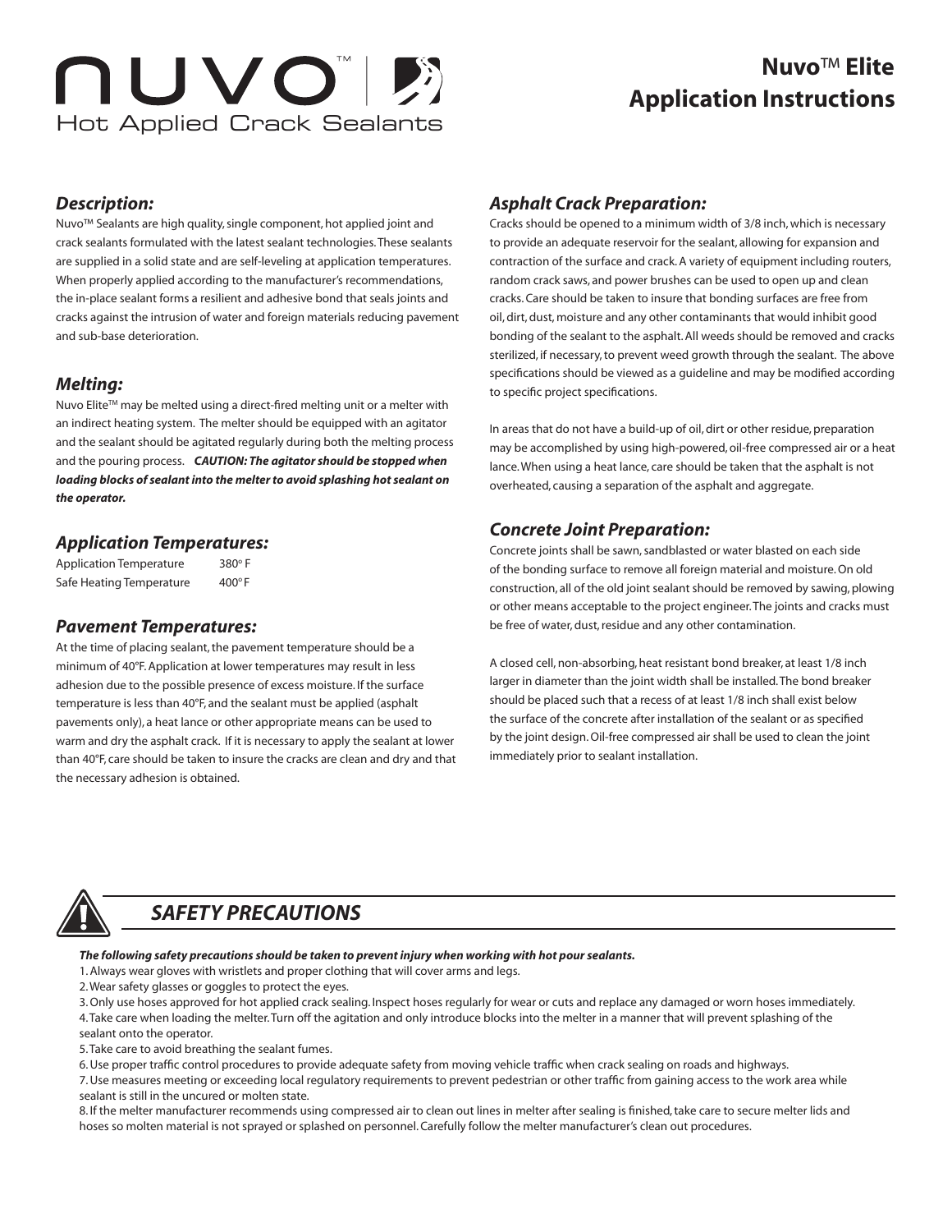# nuvo™ Hot Applied Crack Sealants

# Nuvo™ Elite Application Instructions

### *Description:*

Nuvo™ Sealants are high quality, single component, hot applied joint and crack sealants formulated with the latest sealant technologies. These sealants are supplied in a solid state and are self-leveling at application temperatures. When properly applied according to the manufacturer's recommendations, the in-place sealant forms a resilient and adhesive bond that seals joints and cracks against the intrusion of water and foreign materials reducing pavement and sub-base deterioration.

### *Melting:*

Nuvo Elite™ may be melted using a direct-fired melting unit or a melter with an indirect heating system. The melter should be equipped with an agitator and the sealant should be agitated regularly during both the melting process and the pouring process. ***CAUTION: The agitator should be stopped when loading blocks of sealant into the melter to avoid splashing hot sealant on the operator.***

### *Application Temperatures:*

| | |
|---|---|
| Application Temperature | 380° F |
| Safe Heating Temperature | 400° F |

### *Pavement Temperatures:*

At the time of placing sealant, the pavement temperature should be a minimum of 40°F. Application at lower temperatures may result in less adhesion due to the possible presence of excess moisture. If the surface temperature is less than 40°F, and the sealant must be applied (asphalt pavements only), a heat lance or other appropriate means can be used to warm and dry the asphalt crack. If it is necessary to apply the sealant at lower than 40°F, care should be taken to insure the cracks are clean and dry and that the necessary adhesion is obtained.

### *Asphalt Crack Preparation:*

Cracks should be opened to a minimum width of 3/8 inch, which is necessary to provide an adequate reservoir for the sealant, allowing for expansion and contraction of the surface and crack. A variety of equipment including routers, random crack saws, and power brushes can be used to open up and clean cracks. Care should be taken to insure that bonding surfaces are free from oil, dirt, dust, moisture and any other contaminants that would inhibit good bonding of the sealant to the asphalt. All weeds should be removed and cracks sterilized, if necessary, to prevent weed growth through the sealant. The above specifications should be viewed as a guideline and may be modified according to specific project specifications.

In areas that do not have a build-up of oil, dirt or other residue, preparation may be accomplished by using high-powered, oil-free compressed air or a heat lance. When using a heat lance, care should be taken that the asphalt is not overheated, causing a separation of the asphalt and aggregate.

### *Concrete Joint Preparation:*

Concrete joints shall be sawn, sandblasted or water blasted on each side of the bonding surface to remove all foreign material and moisture. On old construction, all of the old joint sealant should be removed by sawing, plowing or other means acceptable to the project engineer. The joints and cracks must be free of water, dust, residue and any other contamination.

A closed cell, non-absorbing, heat resistant bond breaker, at least 1/8 inch larger in diameter than the joint width shall be installed. The bond breaker should be placed such that a recess of at least 1/8 inch shall exist below the surface of the concrete after installation of the sealant or as specified by the joint design. Oil-free compressed air shall be used to clean the joint immediately prior to sealant installation.

## *SAFETY PRECAUTIONS*

***The following safety precautions should be taken to prevent injury when working with hot pour sealants.***

1. Always wear gloves with wristlets and proper clothing that will cover arms and legs.
2. Wear safety glasses or goggles to protect the eyes.
3. Only use hoses approved for hot applied crack sealing. Inspect hoses regularly for wear or cuts and replace any damaged or worn hoses immediately.
4. Take care when loading the melter. Turn off the agitation and only introduce blocks into the melter in a manner that will prevent splashing of the sealant onto the operator.
5. Take care to avoid breathing the sealant fumes.
6. Use proper traffic control procedures to provide adequate safety from moving vehicle traffic when crack sealing on roads and highways.
7. Use measures meeting or exceeding local regulatory requirements to prevent pedestrian or other traffic from gaining access to the work area while sealant is still in the uncured or molten state.
8. If the melter manufacturer recommends using compressed air to clean out lines in melter after sealing is finished, take care to secure melter lids and hoses so molten material is not sprayed or splashed on personnel. Carefully follow the melter manufacturer's clean out procedures.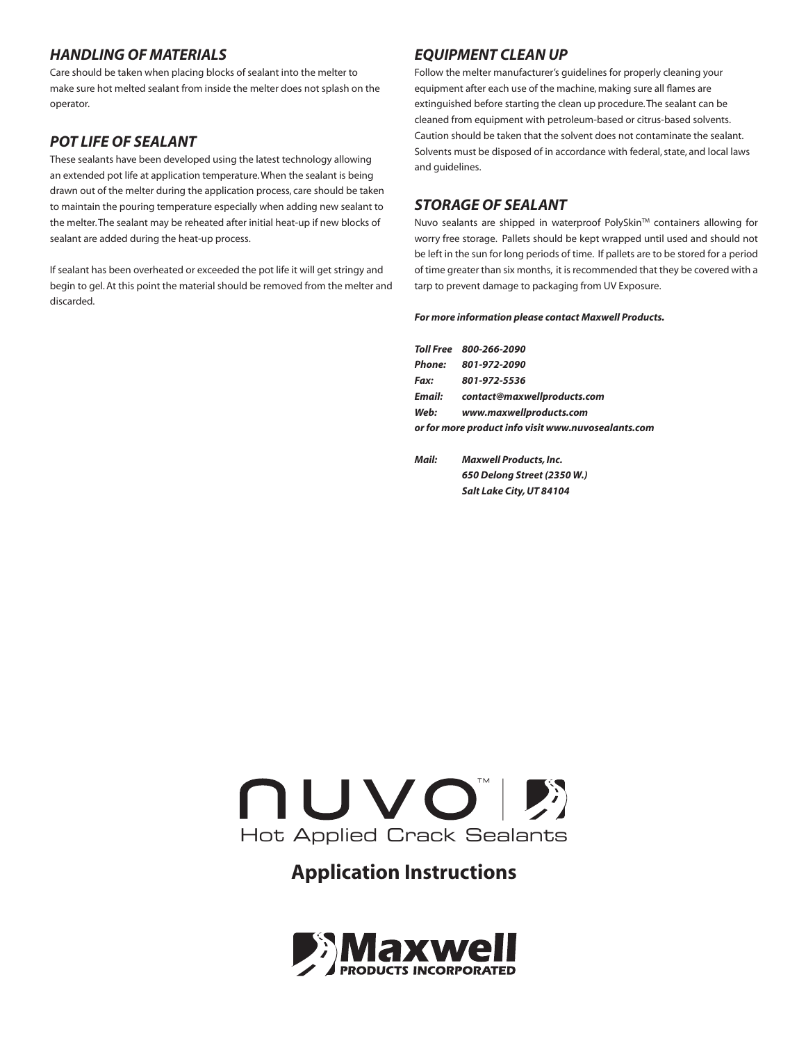## *HANDLING OF MATERIALS*

Care should be taken when placing blocks of sealant into the melter to make sure hot melted sealant from inside the melter does not splash on the operator.

## *POT LIFE OF SEALANT*

These sealants have been developed using the latest technology allowing an extended pot life at application temperature. When the sealant is being drawn out of the melter during the application process, care should be taken to maintain the pouring temperature especially when adding new sealant to the melter. The sealant may be reheated after initial heat-up if new blocks of sealant are added during the heat-up process.

If sealant has been overheated or exceeded the pot life it will get stringy and begin to gel. At this point the material should be removed from the melter and discarded.

## *EQUIPMENT CLEAN UP*

Follow the melter manufacturer's guidelines for properly cleaning your equipment after each use of the machine, making sure all flames are extinguished before starting the clean up procedure. The sealant can be cleaned from equipment with petroleum-based or citrus-based solvents. Caution should be taken that the solvent does not contaminate the sealant. Solvents must be disposed of in accordance with federal, state, and local laws and guidelines.

## *STORAGE OF SEALANT*

Nuvo sealants are shipped in waterproof PolySkin™ containers allowing for worry free storage. Pallets should be kept wrapped until used and should not be left in the sun for long periods of time. If pallets are to be stored for a period of time greater than six months, it is recommended that they be covered with a tarp to prevent damage to packaging from UV Exposure.

***For more information please contact Maxwell Products.***

***Toll Free*** ***800-266-2090***
***Phone:*** ***801-972-2090***
***Fax:*** ***801-972-5536***
***Email:*** ***contact@maxwellproducts.com***
***Web:*** ***www.maxwellproducts.com***
***or for more product info visit www.nuvosealants.com***

***Mail:*** ***Maxwell Products, Inc.***
***650 Delong Street (2350 W.)***
***Salt Lake City, UT 84104***

nuvo™
Hot Applied Crack Sealants

# Application Instructions

Maxwell
PRODUCTS INCORPORATED